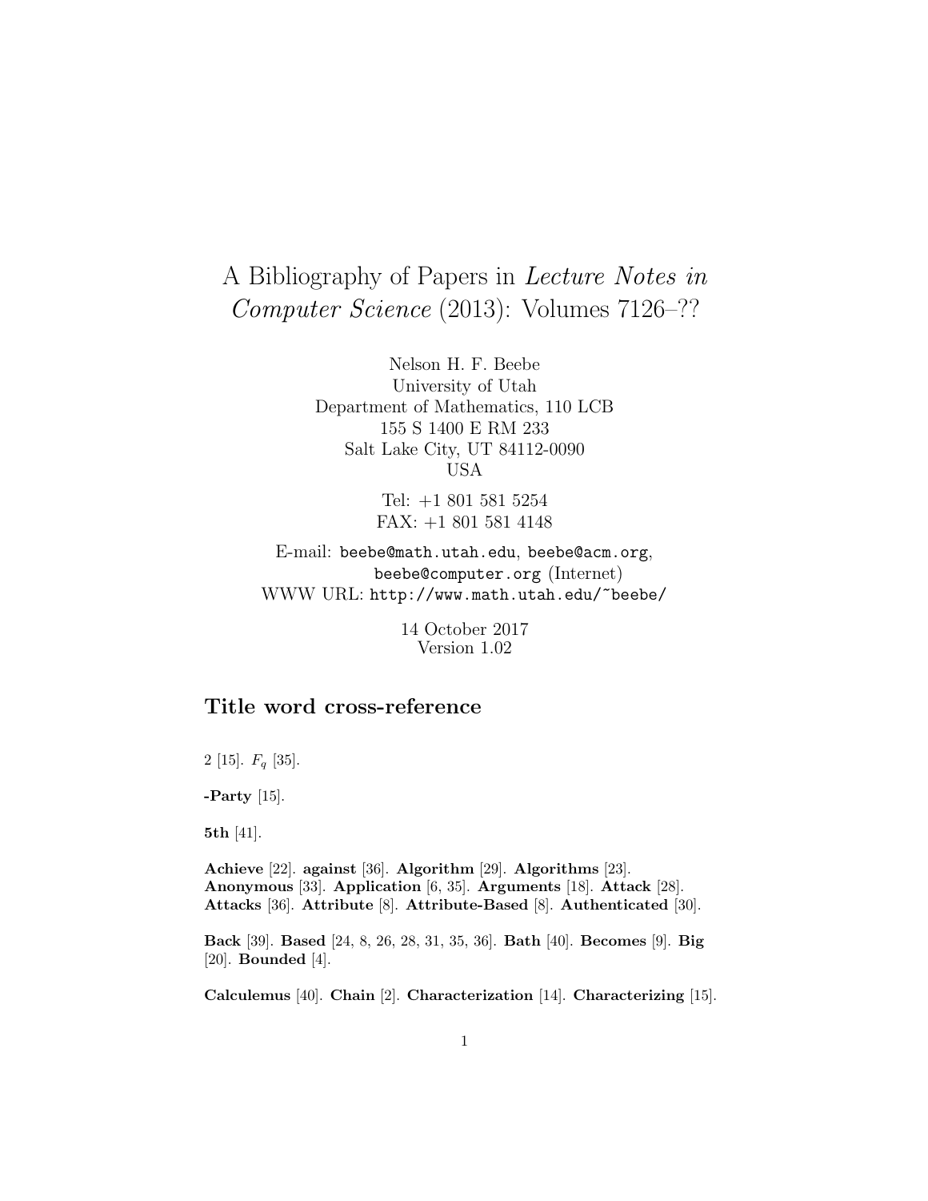# A Bibliography of Papers in *Lecture Notes in Computer Science* (2013): Volumes 7126–??

Nelson H. F. Beebe
University of Utah
Department of Mathematics, 110 LCB
155 S 1400 E RM 233
Salt Lake City, UT 84112-0090
USA

Tel: +1 801 581 5254
FAX: +1 801 581 4148

E-mail: `beebe@math.utah.edu`, `beebe@acm.org`, `beebe@computer.org` (Internet)
WWW URL: `http://www.math.utah.edu/~beebe/`

14 October 2017
Version 1.02

## Title word cross-reference

2 [15]. $F_q$ [35].

**-Party** [15].

**5th** [41].

**Achieve** [22]. **against** [36]. **Algorithm** [29]. **Algorithms** [23]. **Anonymous** [33]. **Application** [6, 35]. **Arguments** [18]. **Attack** [28]. **Attacks** [36]. **Attribute** [8]. **Attribute-Based** [8]. **Authenticated** [30].

**Back** [39]. **Based** [24, 8, 26, 28, 31, 35, 36]. **Bath** [40]. **Becomes** [9]. **Big** [20]. **Bounded** [4].

**Calculemus** [40]. **Chain** [2]. **Characterization** [14]. **Characterizing** [15].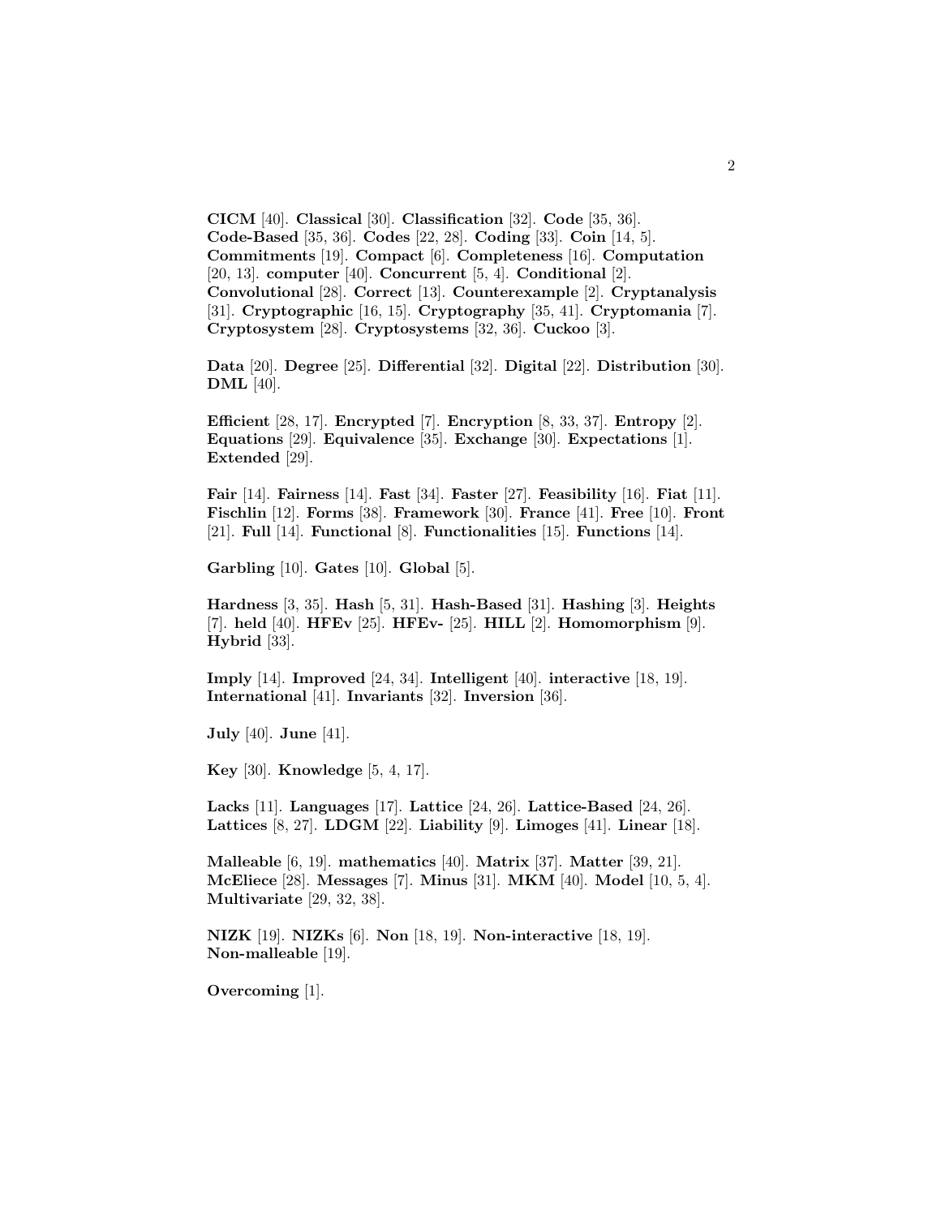**CICM** [40]. **Classical** [30]. **Classification** [32]. **Code** [35, 36]. **Code-Based** [35, 36]. **Codes** [22, 28]. **Coding** [33]. **Coin** [14, 5]. **Commitments** [19]. **Compact** [6]. **Completeness** [16]. **Computation** [20, 13]. **computer** [40]. **Concurrent** [5, 4]. **Conditional** [2]. **Convolutional** [28]. **Correct** [13]. **Counterexample** [2]. **Cryptanalysis** [31]. **Cryptographic** [16, 15]. **Cryptography** [35, 41]. **Cryptomania** [7]. **Cryptosystem** [28]. **Cryptosystems** [32, 36]. **Cuckoo** [3].

**Data** [20]. **Degree** [25]. **Differential** [32]. **Digital** [22]. **Distribution** [30]. **DML** [40].

**Efficient** [28, 17]. **Encrypted** [7]. **Encryption** [8, 33, 37]. **Entropy** [2]. **Equations** [29]. **Equivalence** [35]. **Exchange** [30]. **Expectations** [1]. **Extended** [29].

**Fair** [14]. **Fairness** [14]. **Fast** [34]. **Faster** [27]. **Feasibility** [16]. **Fiat** [11]. **Fischlin** [12]. **Forms** [38]. **Framework** [30]. **France** [41]. **Free** [10]. **Front** [21]. **Full** [14]. **Functional** [8]. **Functionalities** [15]. **Functions** [14].

**Garbling** [10]. **Gates** [10]. **Global** [5].

**Hardness** [3, 35]. **Hash** [5, 31]. **Hash-Based** [31]. **Hashing** [3]. **Heights** [7]. **held** [40]. **HFEv** [25]. **HFEv-** [25]. **HILL** [2]. **Homomorphism** [9]. **Hybrid** [33].

**Imply** [14]. **Improved** [24, 34]. **Intelligent** [40]. **interactive** [18, 19]. **International** [41]. **Invariants** [32]. **Inversion** [36].

**July** [40]. **June** [41].

**Key** [30]. **Knowledge** [5, 4, 17].

**Lacks** [11]. **Languages** [17]. **Lattice** [24, 26]. **Lattice-Based** [24, 26]. **Lattices** [8, 27]. **LDGM** [22]. **Liability** [9]. **Limoges** [41]. **Linear** [18].

**Malleable** [6, 19]. **mathematics** [40]. **Matrix** [37]. **Matter** [39, 21]. **McEliece** [28]. **Messages** [7]. **Minus** [31]. **MKM** [40]. **Model** [10, 5, 4]. **Multivariate** [29, 32, 38].

**NIZK** [19]. **NIZKs** [6]. **Non** [18, 19]. **Non-interactive** [18, 19]. **Non-malleable** [19].

**Overcoming** [1].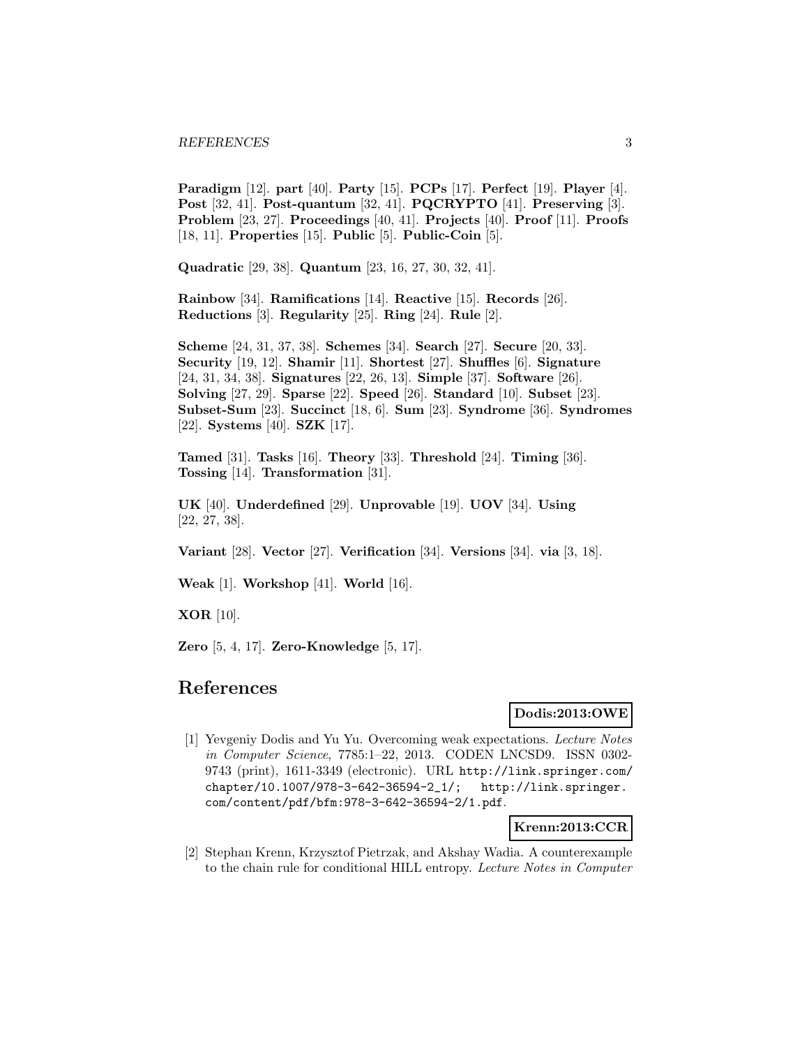**Paradigm** [12]. **part** [40]. **Party** [15]. **PCPs** [17]. **Perfect** [19]. **Player** [4]. **Post** [32, 41]. **Post-quantum** [32, 41]. **PQCRYPTO** [41]. **Preserving** [3]. **Problem** [23, 27]. **Proceedings** [40, 41]. **Projects** [40]. **Proof** [11]. **Proofs** [18, 11]. **Properties** [15]. **Public** [5]. **Public-Coin** [5].

**Quadratic** [29, 38]. **Quantum** [23, 16, 27, 30, 32, 41].

**Rainbow** [34]. **Ramifications** [14]. **Reactive** [15]. **Records** [26]. **Reductions** [3]. **Regularity** [25]. **Ring** [24]. **Rule** [2].

**Scheme** [24, 31, 37, 38]. **Schemes** [34]. **Search** [27]. **Secure** [20, 33]. **Security** [19, 12]. **Shamir** [11]. **Shortest** [27]. **Shuffles** [6]. **Signature** [24, 31, 34, 38]. **Signatures** [22, 26, 13]. **Simple** [37]. **Software** [26]. **Solving** [27, 29]. **Sparse** [22]. **Speed** [26]. **Standard** [10]. **Subset** [23]. **Subset-Sum** [23]. **Succinct** [18, 6]. **Sum** [23]. **Syndrome** [36]. **Syndromes** [22]. **Systems** [40]. **SZK** [17].

**Tamed** [31]. **Tasks** [16]. **Theory** [33]. **Threshold** [24]. **Timing** [36]. **Tossing** [14]. **Transformation** [31].

**UK** [40]. **Underdefined** [29]. **Unprovable** [19]. **UOV** [34]. **Using** [22, 27, 38].

**Variant** [28]. **Vector** [27]. **Verification** [34]. **Versions** [34]. **via** [3, 18].

**Weak** [1]. **Workshop** [41]. **World** [16].

**XOR** [10].

**Zero** [5, 4, 17]. **Zero-Knowledge** [5, 17].

# References

**Dodis:2013:OWE**

[1] Yevgeniy Dodis and Yu Yu. Overcoming weak expectations. *Lecture Notes in Computer Science*, 7785:1–22, 2013. CODEN LNCSD9. ISSN 0302-9743 (print), 1611-3349 (electronic). URL http://link.springer.com/chapter/10.1007/978-3-642-36594-2_1/; http://link.springer.com/content/pdf/bfm:978-3-642-36594-2/1.pdf.

**Krenn:2013:CCR**

[2] Stephan Krenn, Krzysztof Pietrzak, and Akshay Wadia. A counterexample to the chain rule for conditional HILL entropy. *Lecture Notes in Computer*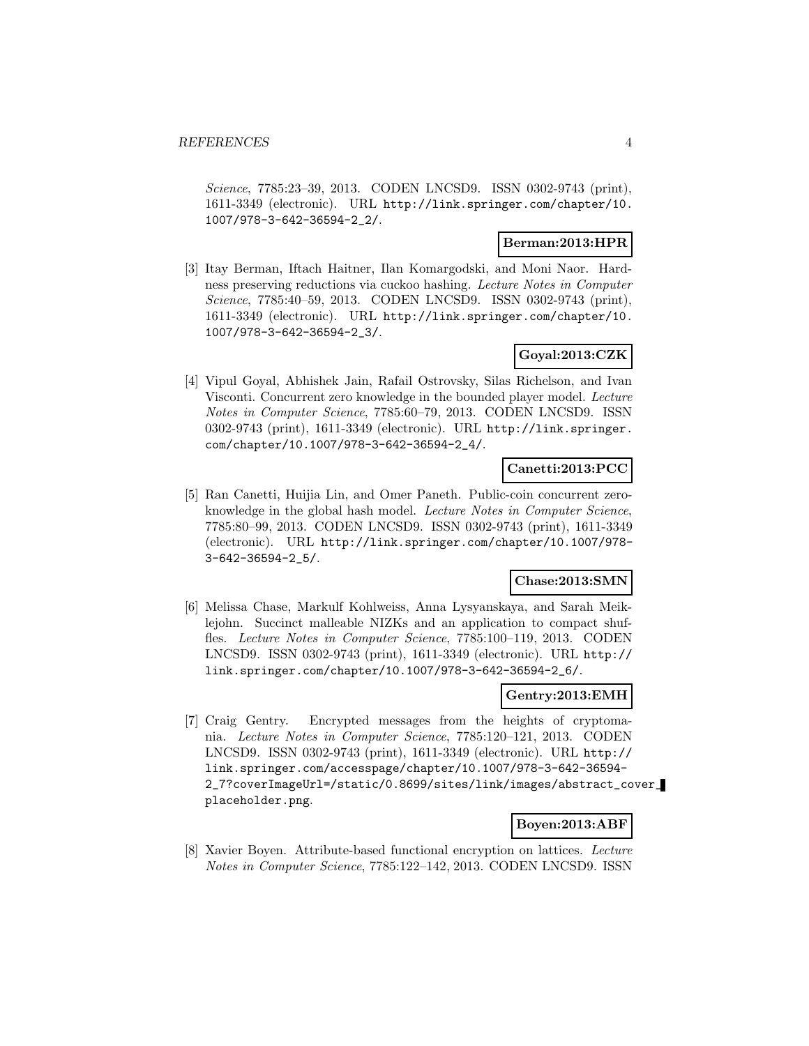*Science*, 7785:23–39, 2013. CODEN LNCSD9. ISSN 0302-9743 (print), 1611-3349 (electronic). URL http://link.springer.com/chapter/10.1007/978-3-642-36594-2_2/.

**Berman:2013:HPR**

[3] Itay Berman, Iftach Haitner, Ilan Komargodski, and Moni Naor. Hardness preserving reductions via cuckoo hashing. *Lecture Notes in Computer Science*, 7785:40–59, 2013. CODEN LNCSD9. ISSN 0302-9743 (print), 1611-3349 (electronic). URL http://link.springer.com/chapter/10.1007/978-3-642-36594-2_3/.

**Goyal:2013:CZK**

[4] Vipul Goyal, Abhishek Jain, Rafail Ostrovsky, Silas Richelson, and Ivan Visconti. Concurrent zero knowledge in the bounded player model. *Lecture Notes in Computer Science*, 7785:60–79, 2013. CODEN LNCSD9. ISSN 0302-9743 (print), 1611-3349 (electronic). URL http://link.springer.com/chapter/10.1007/978-3-642-36594-2_4/.

**Canetti:2013:PCC**

[5] Ran Canetti, Huijia Lin, and Omer Paneth. Public-coin concurrent zero-knowledge in the global hash model. *Lecture Notes in Computer Science*, 7785:80–99, 2013. CODEN LNCSD9. ISSN 0302-9743 (print), 1611-3349 (electronic). URL http://link.springer.com/chapter/10.1007/978-3-642-36594-2_5/.

**Chase:2013:SMN**

[6] Melissa Chase, Markulf Kohlweiss, Anna Lysyanskaya, and Sarah Meiklejohn. Succinct malleable NIZKs and an application to compact shuffles. *Lecture Notes in Computer Science*, 7785:100–119, 2013. CODEN LNCSD9. ISSN 0302-9743 (print), 1611-3349 (electronic). URL http://link.springer.com/chapter/10.1007/978-3-642-36594-2_6/.

**Gentry:2013:EMH**

[7] Craig Gentry. Encrypted messages from the heights of cryptomania. *Lecture Notes in Computer Science*, 7785:120–121, 2013. CODEN LNCSD9. ISSN 0302-9743 (print), 1611-3349 (electronic). URL http://link.springer.com/accesspage/chapter/10.1007/978-3-642-36594-2_7?coverImageUrl=/static/0.8699/sites/link/images/abstract_cover_placeholder.png.

**Boyen:2013:ABF**

[8] Xavier Boyen. Attribute-based functional encryption on lattices. *Lecture Notes in Computer Science*, 7785:122–142, 2013. CODEN LNCSD9. ISSN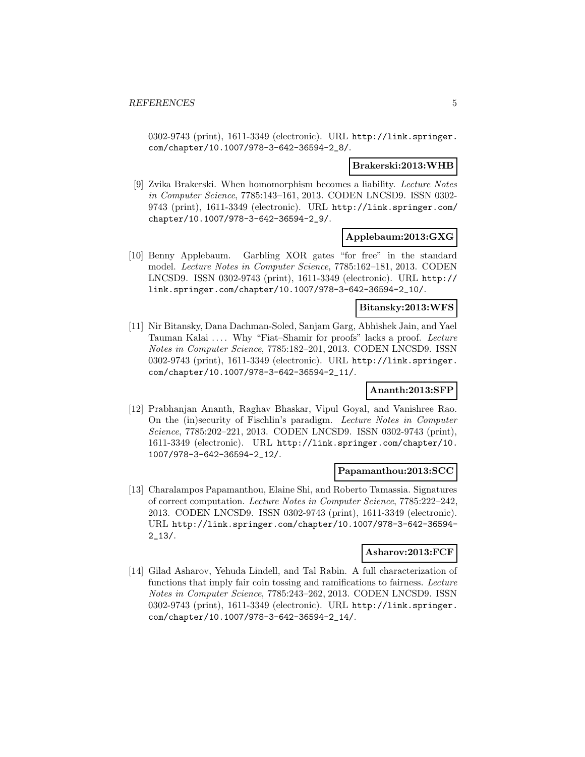0302-9743 (print), 1611-3349 (electronic). URL http://link.springer.com/chapter/10.1007/978-3-642-36594-2_8/.

**Brakerski:2013:WHB**

[9] Zvika Brakerski. When homomorphism becomes a liability. *Lecture Notes in Computer Science*, 7785:143–161, 2013. CODEN LNCSD9. ISSN 0302-9743 (print), 1611-3349 (electronic). URL http://link.springer.com/chapter/10.1007/978-3-642-36594-2_9/.

**Applebaum:2013:GXG**

[10] Benny Applebaum. Garbling XOR gates "for free" in the standard model. *Lecture Notes in Computer Science*, 7785:162–181, 2013. CODEN LNCSD9. ISSN 0302-9743 (print), 1611-3349 (electronic). URL http://link.springer.com/chapter/10.1007/978-3-642-36594-2_10/.

**Bitansky:2013:WFS**

[11] Nir Bitansky, Dana Dachman-Soled, Sanjam Garg, Abhishek Jain, and Yael Tauman Kalai .... Why "Fiat–Shamir for proofs" lacks a proof. *Lecture Notes in Computer Science*, 7785:182–201, 2013. CODEN LNCSD9. ISSN 0302-9743 (print), 1611-3349 (electronic). URL http://link.springer.com/chapter/10.1007/978-3-642-36594-2_11/.

**Ananth:2013:SFP**

[12] Prabhanjan Ananth, Raghav Bhaskar, Vipul Goyal, and Vanishree Rao. On the (in)security of Fischlin's paradigm. *Lecture Notes in Computer Science*, 7785:202–221, 2013. CODEN LNCSD9. ISSN 0302-9743 (print), 1611-3349 (electronic). URL http://link.springer.com/chapter/10.1007/978-3-642-36594-2_12/.

**Papamanthou:2013:SCC**

[13] Charalampos Papamanthou, Elaine Shi, and Roberto Tamassia. Signatures of correct computation. *Lecture Notes in Computer Science*, 7785:222–242, 2013. CODEN LNCSD9. ISSN 0302-9743 (print), 1611-3349 (electronic). URL http://link.springer.com/chapter/10.1007/978-3-642-36594-2_13/.

**Asharov:2013:FCF**

[14] Gilad Asharov, Yehuda Lindell, and Tal Rabin. A full characterization of functions that imply fair coin tossing and ramifications to fairness. *Lecture Notes in Computer Science*, 7785:243–262, 2013. CODEN LNCSD9. ISSN 0302-9743 (print), 1611-3349 (electronic). URL http://link.springer.com/chapter/10.1007/978-3-642-36594-2_14/.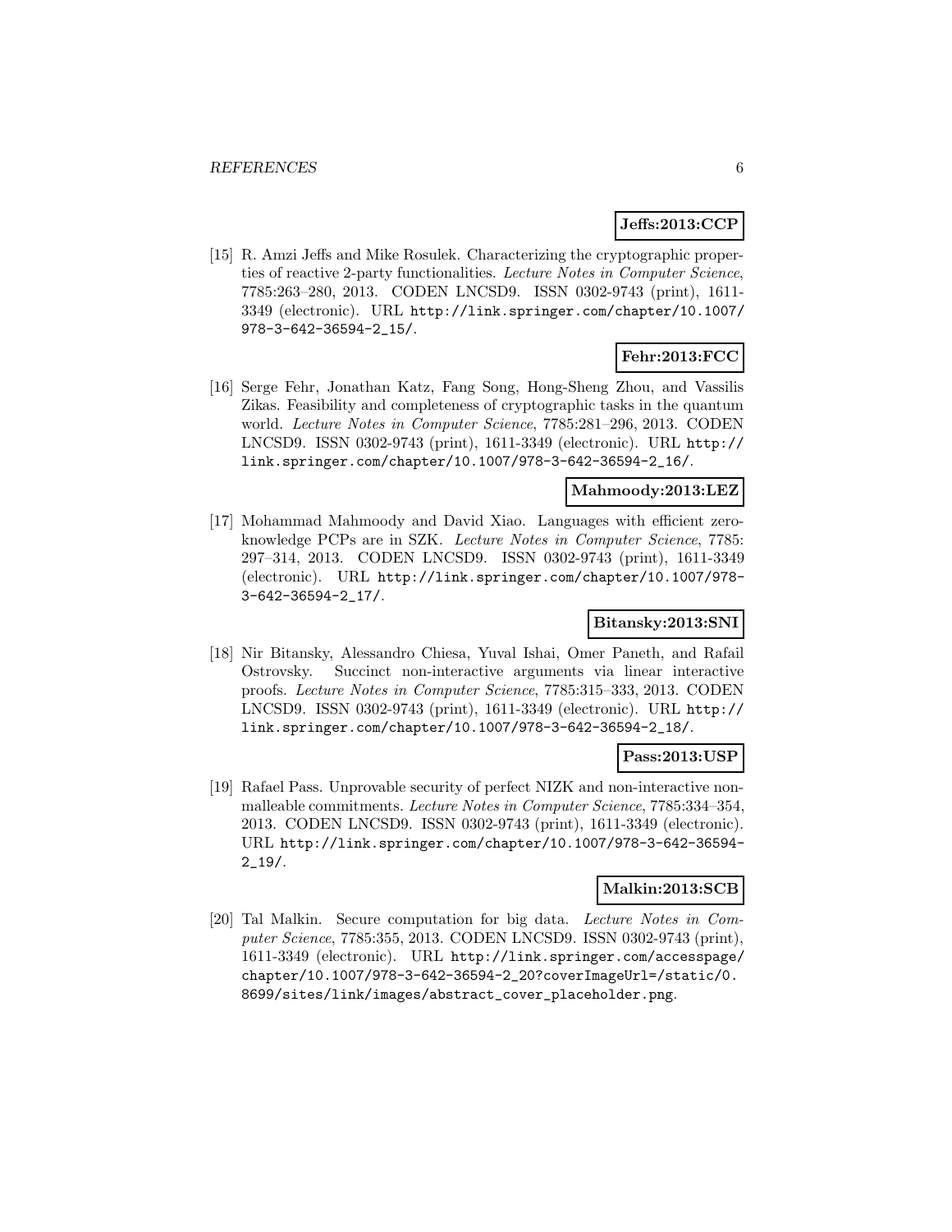**Jeffs:2013:CCP**

[15] R. Amzi Jeffs and Mike Rosulek. Characterizing the cryptographic properties of reactive 2-party functionalities. *Lecture Notes in Computer Science*, 7785:263–280, 2013. CODEN LNCSD9. ISSN 0302-9743 (print), 1611-3349 (electronic). URL http://link.springer.com/chapter/10.1007/978-3-642-36594-2_15/.

**Fehr:2013:FCC**

[16] Serge Fehr, Jonathan Katz, Fang Song, Hong-Sheng Zhou, and Vassilis Zikas. Feasibility and completeness of cryptographic tasks in the quantum world. *Lecture Notes in Computer Science*, 7785:281–296, 2013. CODEN LNCSD9. ISSN 0302-9743 (print), 1611-3349 (electronic). URL http://link.springer.com/chapter/10.1007/978-3-642-36594-2_16/.

**Mahmoody:2013:LEZ**

[17] Mohammad Mahmoody and David Xiao. Languages with efficient zero-knowledge PCPs are in SZK. *Lecture Notes in Computer Science*, 7785:297–314, 2013. CODEN LNCSD9. ISSN 0302-9743 (print), 1611-3349 (electronic). URL http://link.springer.com/chapter/10.1007/978-3-642-36594-2_17/.

**Bitansky:2013:SNI**

[18] Nir Bitansky, Alessandro Chiesa, Yuval Ishai, Omer Paneth, and Rafail Ostrovsky. Succinct non-interactive arguments via linear interactive proofs. *Lecture Notes in Computer Science*, 7785:315–333, 2013. CODEN LNCSD9. ISSN 0302-9743 (print), 1611-3349 (electronic). URL http://link.springer.com/chapter/10.1007/978-3-642-36594-2_18/.

**Pass:2013:USP**

[19] Rafael Pass. Unprovable security of perfect NIZK and non-interactive non-malleable commitments. *Lecture Notes in Computer Science*, 7785:334–354, 2013. CODEN LNCSD9. ISSN 0302-9743 (print), 1611-3349 (electronic). URL http://link.springer.com/chapter/10.1007/978-3-642-36594-2_19/.

**Malkin:2013:SCB**

[20] Tal Malkin. Secure computation for big data. *Lecture Notes in Computer Science*, 7785:355, 2013. CODEN LNCSD9. ISSN 0302-9743 (print), 1611-3349 (electronic). URL http://link.springer.com/accesspage/chapter/10.1007/978-3-642-36594-2_20?coverImageUrl=/static/0.8699/sites/link/images/abstract_cover_placeholder.png.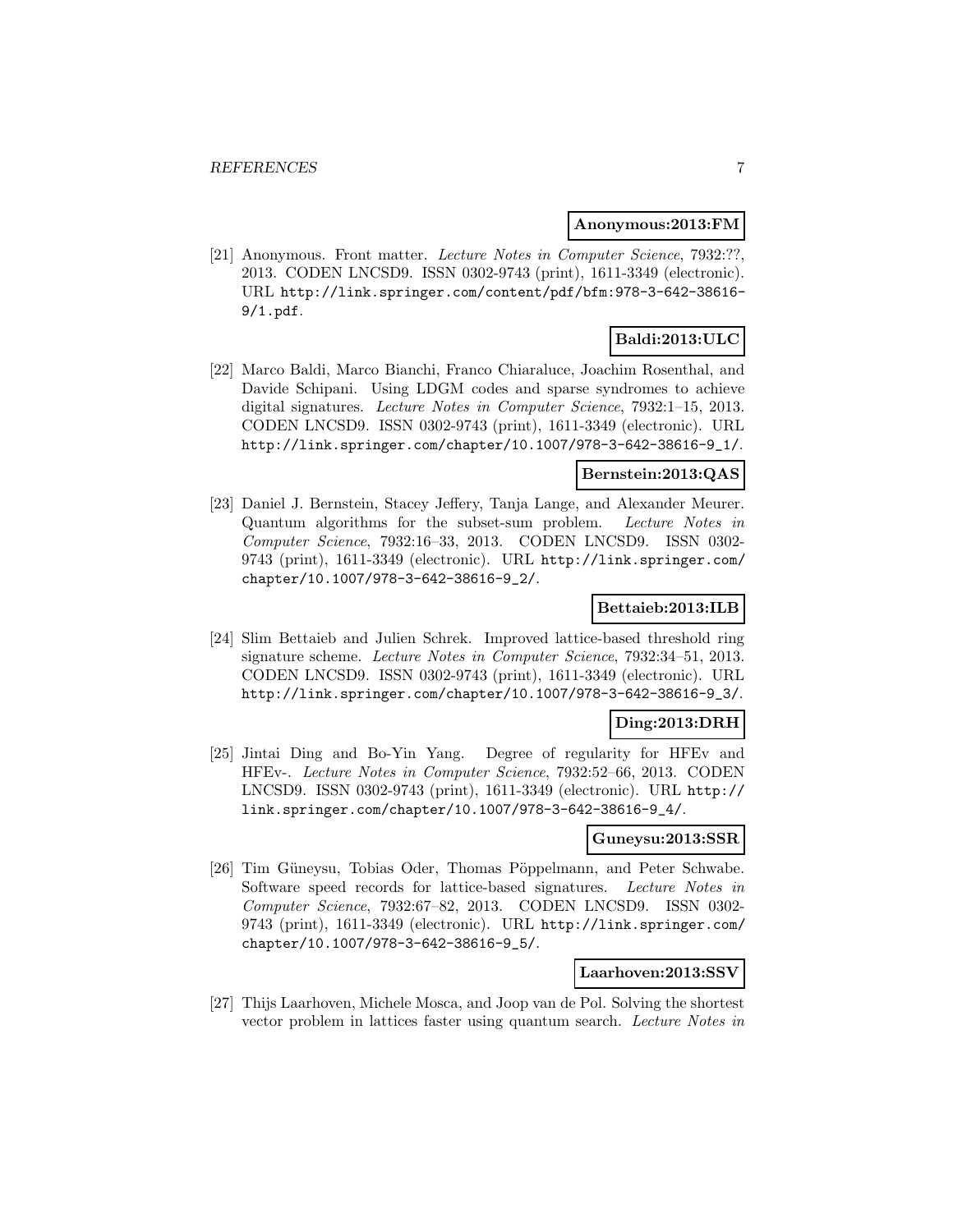**Anonymous:2013:FM**

[21] Anonymous. Front matter. *Lecture Notes in Computer Science*, 7932:??, 2013. CODEN LNCSD9. ISSN 0302-9743 (print), 1611-3349 (electronic). URL http://link.springer.com/content/pdf/bfm:978-3-642-38616-9/1.pdf.

**Baldi:2013:ULC**

[22] Marco Baldi, Marco Bianchi, Franco Chiaraluce, Joachim Rosenthal, and Davide Schipani. Using LDGM codes and sparse syndromes to achieve digital signatures. *Lecture Notes in Computer Science*, 7932:1–15, 2013. CODEN LNCSD9. ISSN 0302-9743 (print), 1611-3349 (electronic). URL http://link.springer.com/chapter/10.1007/978-3-642-38616-9_1/.

**Bernstein:2013:QAS**

[23] Daniel J. Bernstein, Stacey Jeffery, Tanja Lange, and Alexander Meurer. Quantum algorithms for the subset-sum problem. *Lecture Notes in Computer Science*, 7932:16–33, 2013. CODEN LNCSD9. ISSN 0302-9743 (print), 1611-3349 (electronic). URL http://link.springer.com/chapter/10.1007/978-3-642-38616-9_2/.

**Bettaieb:2013:ILB**

[24] Slim Bettaieb and Julien Schrek. Improved lattice-based threshold ring signature scheme. *Lecture Notes in Computer Science*, 7932:34–51, 2013. CODEN LNCSD9. ISSN 0302-9743 (print), 1611-3349 (electronic). URL http://link.springer.com/chapter/10.1007/978-3-642-38616-9_3/.

**Ding:2013:DRH**

[25] Jintai Ding and Bo-Yin Yang. Degree of regularity for HFEv and HFEv-. *Lecture Notes in Computer Science*, 7932:52–66, 2013. CODEN LNCSD9. ISSN 0302-9743 (print), 1611-3349 (electronic). URL http://link.springer.com/chapter/10.1007/978-3-642-38616-9_4/.

**Guneysu:2013:SSR**

[26] Tim Güneysu, Tobias Oder, Thomas Pöppelmann, and Peter Schwabe. Software speed records for lattice-based signatures. *Lecture Notes in Computer Science*, 7932:67–82, 2013. CODEN LNCSD9. ISSN 0302-9743 (print), 1611-3349 (electronic). URL http://link.springer.com/chapter/10.1007/978-3-642-38616-9_5/.

**Laarhoven:2013:SSV**

[27] Thijs Laarhoven, Michele Mosca, and Joop van de Pol. Solving the shortest vector problem in lattices faster using quantum search. *Lecture Notes in*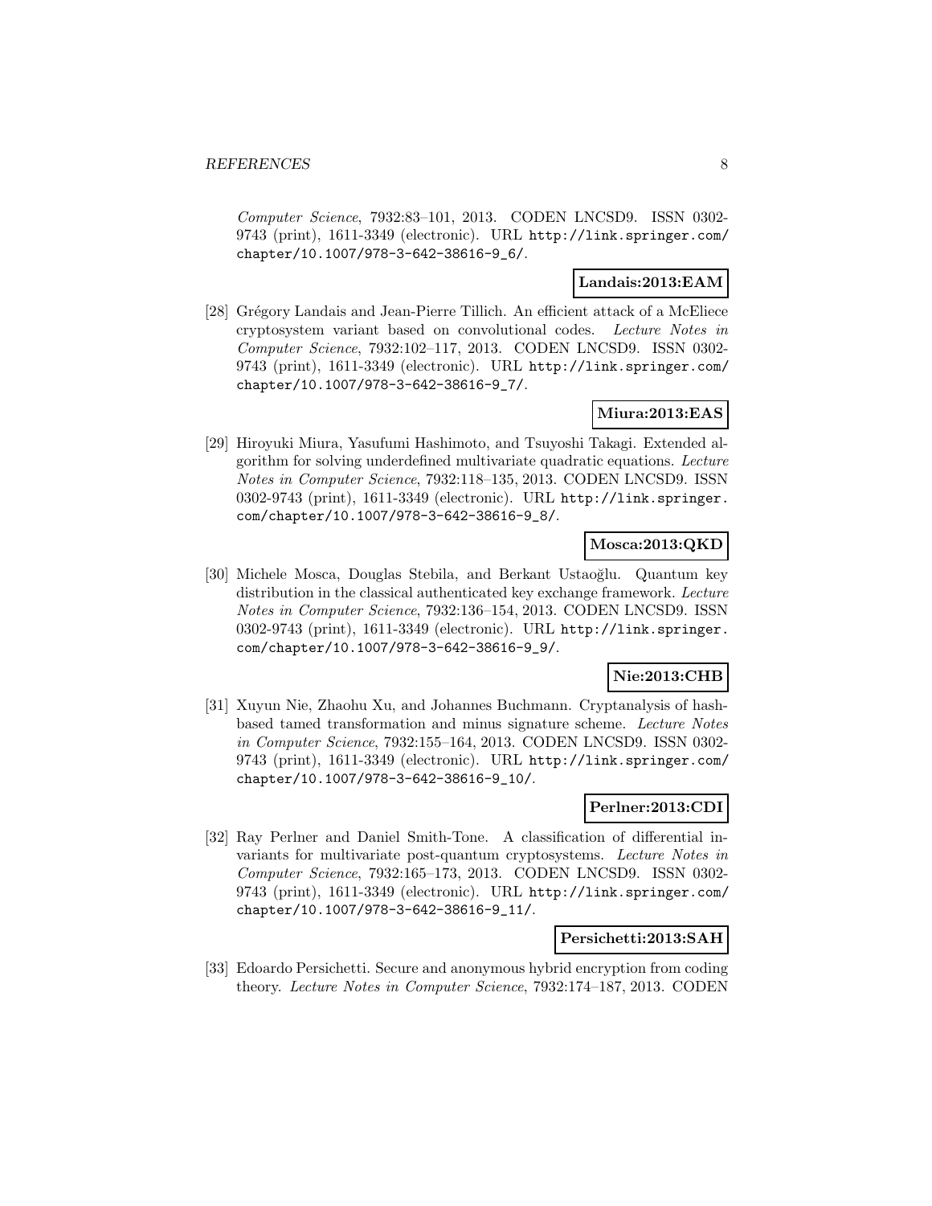*Computer Science*, 7932:83–101, 2013. CODEN LNCSD9. ISSN 0302-9743 (print), 1611-3349 (electronic). URL http://link.springer.com/chapter/10.1007/978-3-642-38616-9_6/.

**Landais:2013:EAM**

[28] Grégory Landais and Jean-Pierre Tillich. An efficient attack of a McEliece cryptosystem variant based on convolutional codes. *Lecture Notes in Computer Science*, 7932:102–117, 2013. CODEN LNCSD9. ISSN 0302-9743 (print), 1611-3349 (electronic). URL http://link.springer.com/chapter/10.1007/978-3-642-38616-9_7/.

**Miura:2013:EAS**

[29] Hiroyuki Miura, Yasufumi Hashimoto, and Tsuyoshi Takagi. Extended algorithm for solving underdefined multivariate quadratic equations. *Lecture Notes in Computer Science*, 7932:118–135, 2013. CODEN LNCSD9. ISSN 0302-9743 (print), 1611-3349 (electronic). URL http://link.springer.com/chapter/10.1007/978-3-642-38616-9_8/.

**Mosca:2013:QKD**

[30] Michele Mosca, Douglas Stebila, and Berkant Ustaoğlu. Quantum key distribution in the classical authenticated key exchange framework. *Lecture Notes in Computer Science*, 7932:136–154, 2013. CODEN LNCSD9. ISSN 0302-9743 (print), 1611-3349 (electronic). URL http://link.springer.com/chapter/10.1007/978-3-642-38616-9_9/.

**Nie:2013:CHB**

[31] Xuyun Nie, Zhaohu Xu, and Johannes Buchmann. Cryptanalysis of hash-based tamed transformation and minus signature scheme. *Lecture Notes in Computer Science*, 7932:155–164, 2013. CODEN LNCSD9. ISSN 0302-9743 (print), 1611-3349 (electronic). URL http://link.springer.com/chapter/10.1007/978-3-642-38616-9_10/.

**Perlner:2013:CDI**

[32] Ray Perlner and Daniel Smith-Tone. A classification of differential invariants for multivariate post-quantum cryptosystems. *Lecture Notes in Computer Science*, 7932:165–173, 2013. CODEN LNCSD9. ISSN 0302-9743 (print), 1611-3349 (electronic). URL http://link.springer.com/chapter/10.1007/978-3-642-38616-9_11/.

**Persichetti:2013:SAH**

[33] Edoardo Persichetti. Secure and anonymous hybrid encryption from coding theory. *Lecture Notes in Computer Science*, 7932:174–187, 2013. CODEN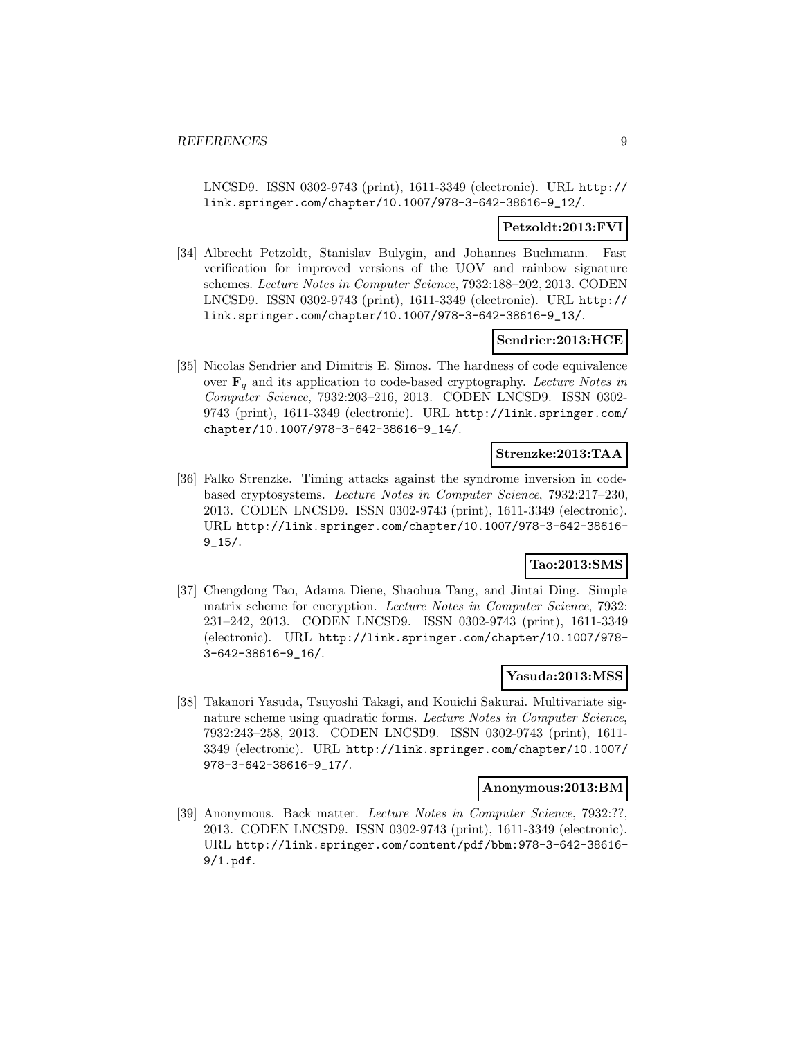LNCSD9. ISSN 0302-9743 (print), 1611-3349 (electronic). URL http://link.springer.com/chapter/10.1007/978-3-642-38616-9_12/.

**Petzoldt:2013:FVI**

[34] Albrecht Petzoldt, Stanislav Bulygin, and Johannes Buchmann. Fast verification for improved versions of the UOV and rainbow signature schemes. *Lecture Notes in Computer Science*, 7932:188–202, 2013. CODEN LNCSD9. ISSN 0302-9743 (print), 1611-3349 (electronic). URL http://link.springer.com/chapter/10.1007/978-3-642-38616-9_13/.

**Sendrier:2013:HCE**

[35] Nicolas Sendrier and Dimitris E. Simos. The hardness of code equivalence over $\mathbf{F}_q$ and its application to code-based cryptography. *Lecture Notes in Computer Science*, 7932:203–216, 2013. CODEN LNCSD9. ISSN 0302-9743 (print), 1611-3349 (electronic). URL http://link.springer.com/chapter/10.1007/978-3-642-38616-9_14/.

**Strenzke:2013:TAA**

[36] Falko Strenzke. Timing attacks against the syndrome inversion in code-based cryptosystems. *Lecture Notes in Computer Science*, 7932:217–230, 2013. CODEN LNCSD9. ISSN 0302-9743 (print), 1611-3349 (electronic). URL http://link.springer.com/chapter/10.1007/978-3-642-38616-9_15/.

**Tao:2013:SMS**

[37] Chengdong Tao, Adama Diene, Shaohua Tang, and Jintai Ding. Simple matrix scheme for encryption. *Lecture Notes in Computer Science*, 7932: 231–242, 2013. CODEN LNCSD9. ISSN 0302-9743 (print), 1611-3349 (electronic). URL http://link.springer.com/chapter/10.1007/978-3-642-38616-9_16/.

**Yasuda:2013:MSS**

[38] Takanori Yasuda, Tsuyoshi Takagi, and Kouichi Sakurai. Multivariate signature scheme using quadratic forms. *Lecture Notes in Computer Science*, 7932:243–258, 2013. CODEN LNCSD9. ISSN 0302-9743 (print), 1611-3349 (electronic). URL http://link.springer.com/chapter/10.1007/978-3-642-38616-9_17/.

**Anonymous:2013:BM**

[39] Anonymous. Back matter. *Lecture Notes in Computer Science*, 7932:??, 2013. CODEN LNCSD9. ISSN 0302-9743 (print), 1611-3349 (electronic). URL http://link.springer.com/content/pdf/bbm:978-3-642-38616-9/1.pdf.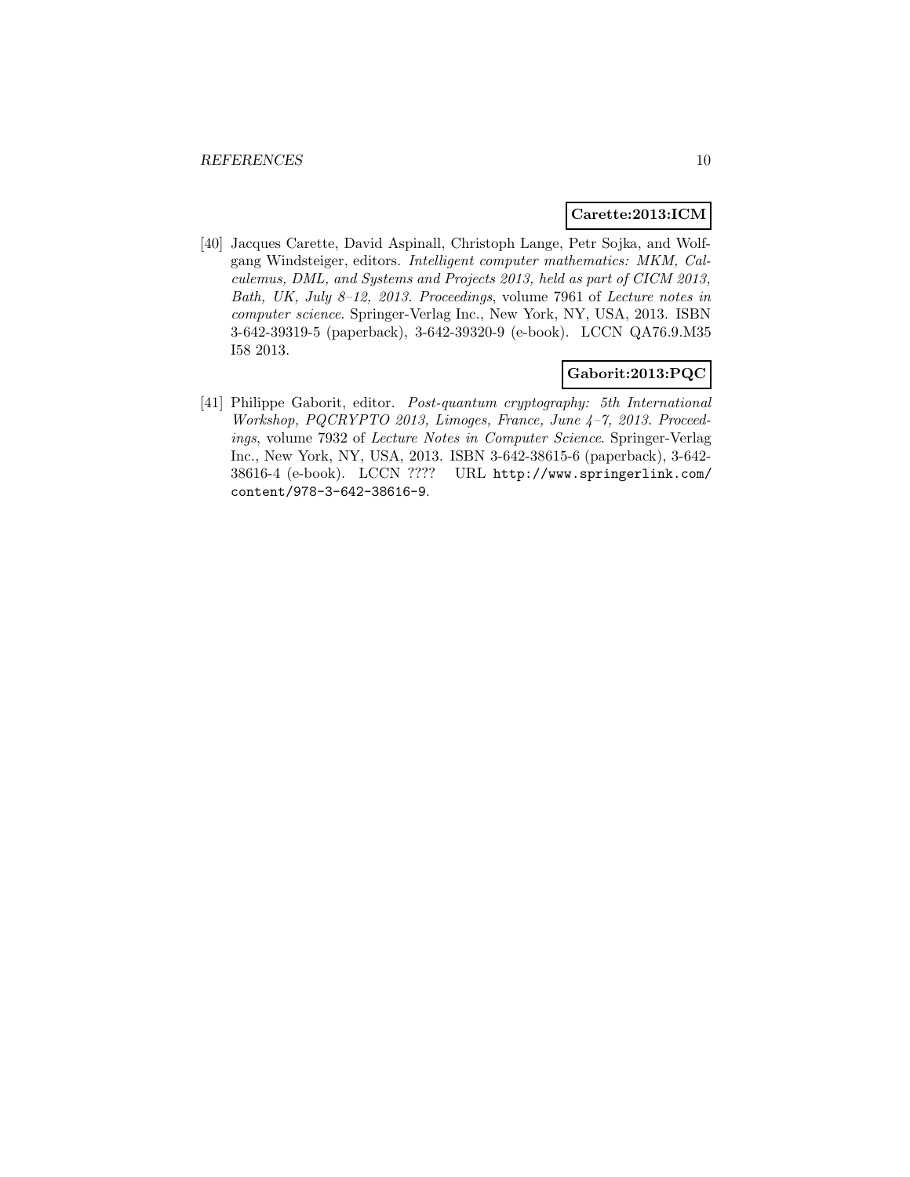**Carette:2013:ICM**

[40] Jacques Carette, David Aspinall, Christoph Lange, Petr Sojka, and Wolfgang Windsteiger, editors. *Intelligent computer mathematics: MKM, Calculemus, DML, and Systems and Projects 2013, held as part of CICM 2013, Bath, UK, July 8–12, 2013. Proceedings*, volume 7961 of *Lecture notes in computer science*. Springer-Verlag Inc., New York, NY, USA, 2013. ISBN 3-642-39319-5 (paperback), 3-642-39320-9 (e-book). LCCN QA76.9.M35 I58 2013.

**Gaborit:2013:PQC**

[41] Philippe Gaborit, editor. *Post-quantum cryptography: 5th International Workshop, PQCRYPTO 2013, Limoges, France, June 4–7, 2013. Proceedings*, volume 7932 of *Lecture Notes in Computer Science*. Springer-Verlag Inc., New York, NY, USA, 2013. ISBN 3-642-38615-6 (paperback), 3-642-38616-4 (e-book). LCCN ???? URL `http://www.springerlink.com/content/978-3-642-38616-9`.